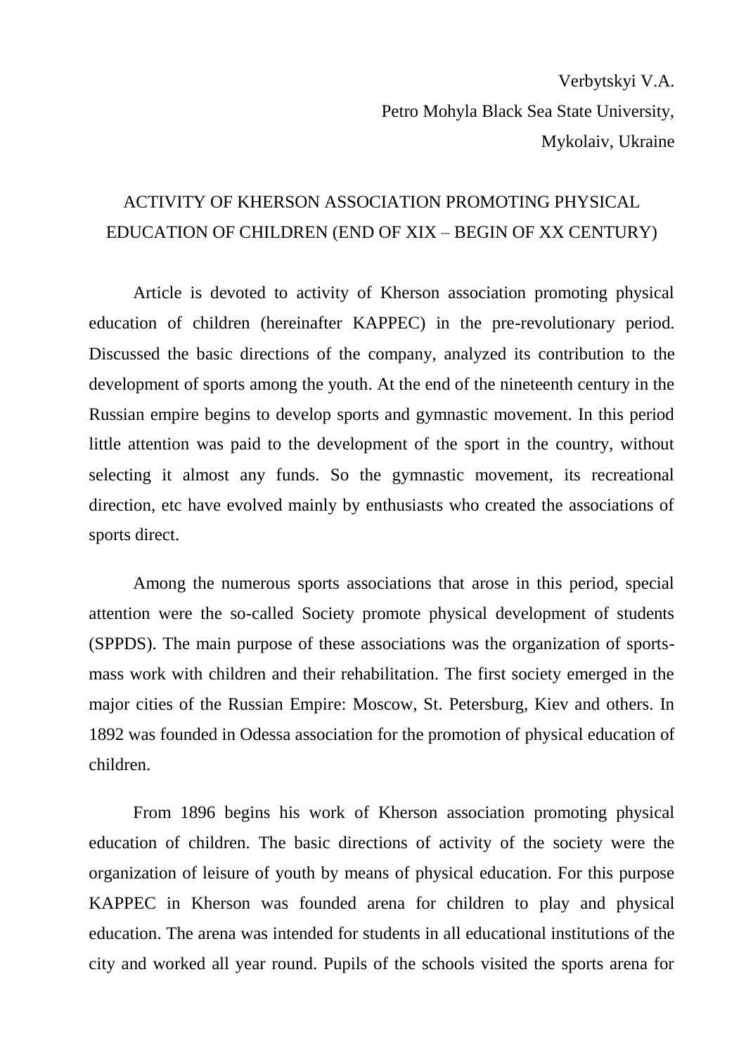Verbytskyi V.A.
Petro Mohyla Black Sea State University,
Mykolaiv, Ukraine

# ACTIVITY OF KHERSON ASSOCIATION PROMOTING PHYSICAL EDUCATION OF CHILDREN (END OF XIX – BEGIN OF XX CENTURY)

Article is devoted to activity of Kherson association promoting physical education of children (hereinafter KAPPEC) in the pre-revolutionary period. Discussed the basic directions of the company, analyzed its contribution to the development of sports among the youth. At the end of the nineteenth century in the Russian empire begins to develop sports and gymnastic movement. In this period little attention was paid to the development of the sport in the country, without selecting it almost any funds. So the gymnastic movement, its recreational direction, etc have evolved mainly by enthusiasts who created the associations of sports direct.

Among the numerous sports associations that arose in this period, special attention were the so-called Society promote physical development of students (SPPDS). The main purpose of these associations was the organization of sports-mass work with children and their rehabilitation. The first society emerged in the major cities of the Russian Empire: Moscow, St. Petersburg, Kiev and others. In 1892 was founded in Odessa association for the promotion of physical education of children.

From 1896 begins his work of Kherson association promoting physical education of children. The basic directions of activity of the society were the organization of leisure of youth by means of physical education. For this purpose KAPPEC in Kherson was founded arena for children to play and physical education. The arena was intended for students in all educational institutions of the city and worked all year round. Pupils of the schools visited the sports arena for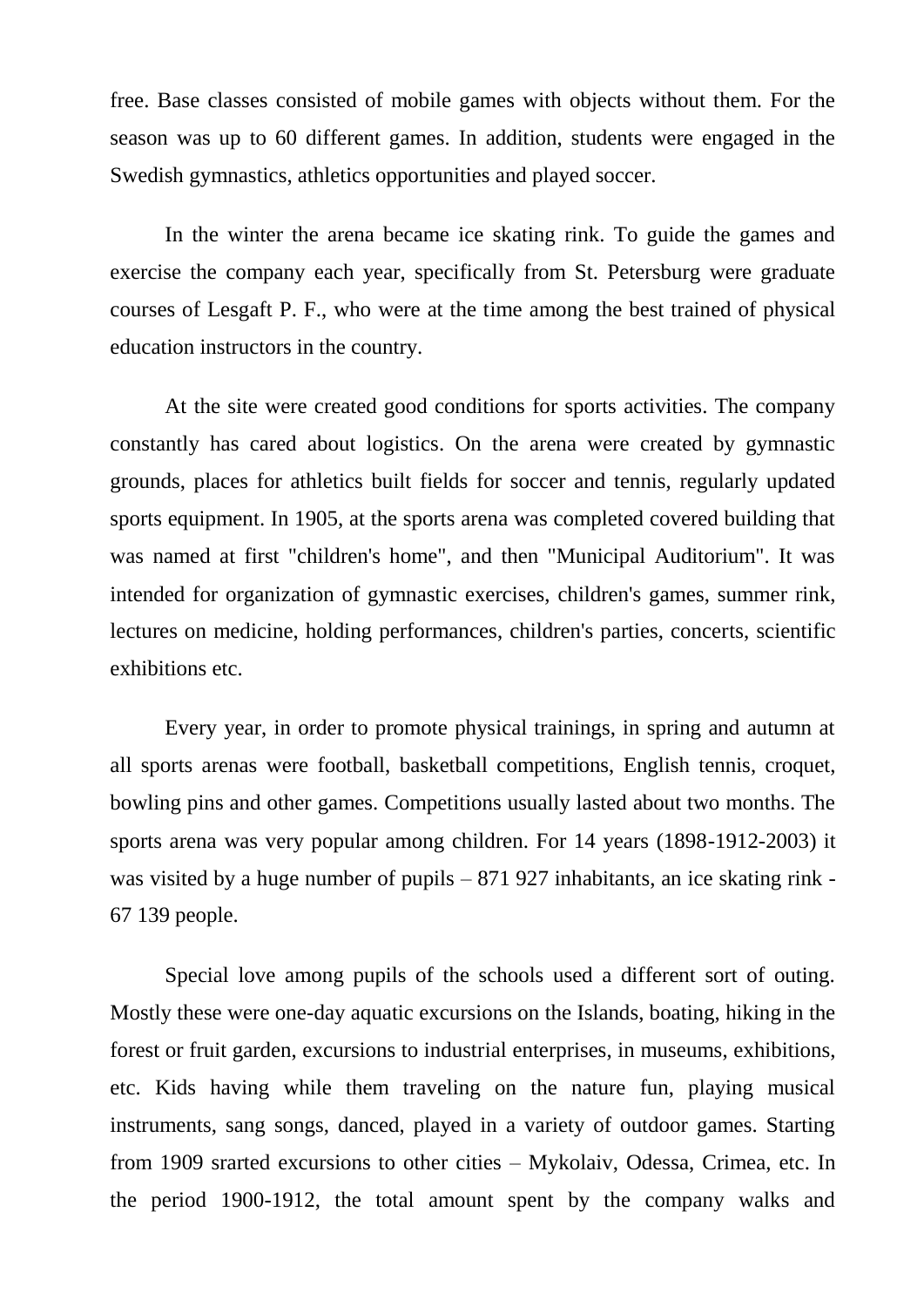free. Base classes consisted of mobile games with objects without them. For the season was up to 60 different games. In addition, students were engaged in the Swedish gymnastics, athletics opportunities and played soccer.

In the winter the arena became ice skating rink. To guide the games and exercise the company each year, specifically from St. Petersburg were graduate courses of Lesgaft P. F., who were at the time among the best trained of physical education instructors in the country.

At the site were created good conditions for sports activities. The company constantly has cared about logistics. On the arena were created by gymnastic grounds, places for athletics built fields for soccer and tennis, regularly updated sports equipment. In 1905, at the sports arena was completed covered building that was named at first "children's home", and then "Municipal Auditorium". It was intended for organization of gymnastic exercises, children's games, summer rink, lectures on medicine, holding performances, children's parties, concerts, scientific exhibitions etc.

Every year, in order to promote physical trainings, in spring and autumn at all sports arenas were football, basketball competitions, English tennis, croquet, bowling pins and other games. Competitions usually lasted about two months. The sports arena was very popular among children. For 14 years (1898-1912-2003) it was visited by a huge number of pupils – 871 927 inhabitants, an ice skating rink - 67 139 people.

Special love among pupils of the schools used a different sort of outing. Mostly these were one-day aquatic excursions on the Islands, boating, hiking in the forest or fruit garden, excursions to industrial enterprises, in museums, exhibitions, etc. Kids having while them traveling on the nature fun, playing musical instruments, sang songs, danced, played in a variety of outdoor games. Starting from 1909 srarted excursions to other cities – Mykolaiv, Odessa, Crimea, etc. In the period 1900-1912, the total amount spent by the company walks and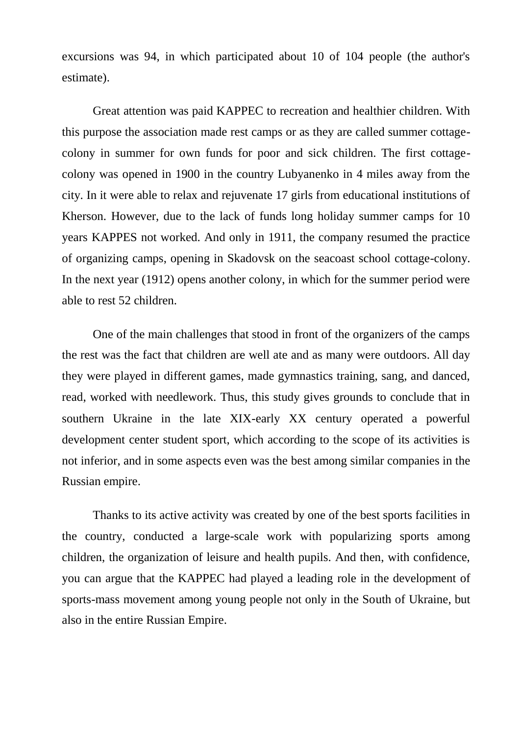excursions was 94, in which participated about 10 of 104 people (the author's estimate).

Great attention was paid KAPPEC to recreation and healthier children. With this purpose the association made rest camps or as they are called summer cottage-colony in summer for own funds for poor and sick children. The first cottage-colony was opened in 1900 in the country Lubyanenko in 4 miles away from the city. In it were able to relax and rejuvenate 17 girls from educational institutions of Kherson. However, due to the lack of funds long holiday summer camps for 10 years KAPPES not worked. And only in 1911, the company resumed the practice of organizing camps, opening in Skadovsk on the seacoast school cottage-colony. In the next year (1912) opens another colony, in which for the summer period were able to rest 52 children.

One of the main challenges that stood in front of the organizers of the camps the rest was the fact that children are well ate and as many were outdoors. All day they were played in different games, made gymnastics training, sang, and danced, read, worked with needlework. Thus, this study gives grounds to conclude that in southern Ukraine in the late XIX-early XX century operated a powerful development center student sport, which according to the scope of its activities is not inferior, and in some aspects even was the best among similar companies in the Russian empire.

Thanks to its active activity was created by one of the best sports facilities in the country, conducted a large-scale work with popularizing sports among children, the organization of leisure and health pupils. And then, with confidence, you can argue that the KAPPEC had played a leading role in the development of sports-mass movement among young people not only in the South of Ukraine, but also in the entire Russian Empire.